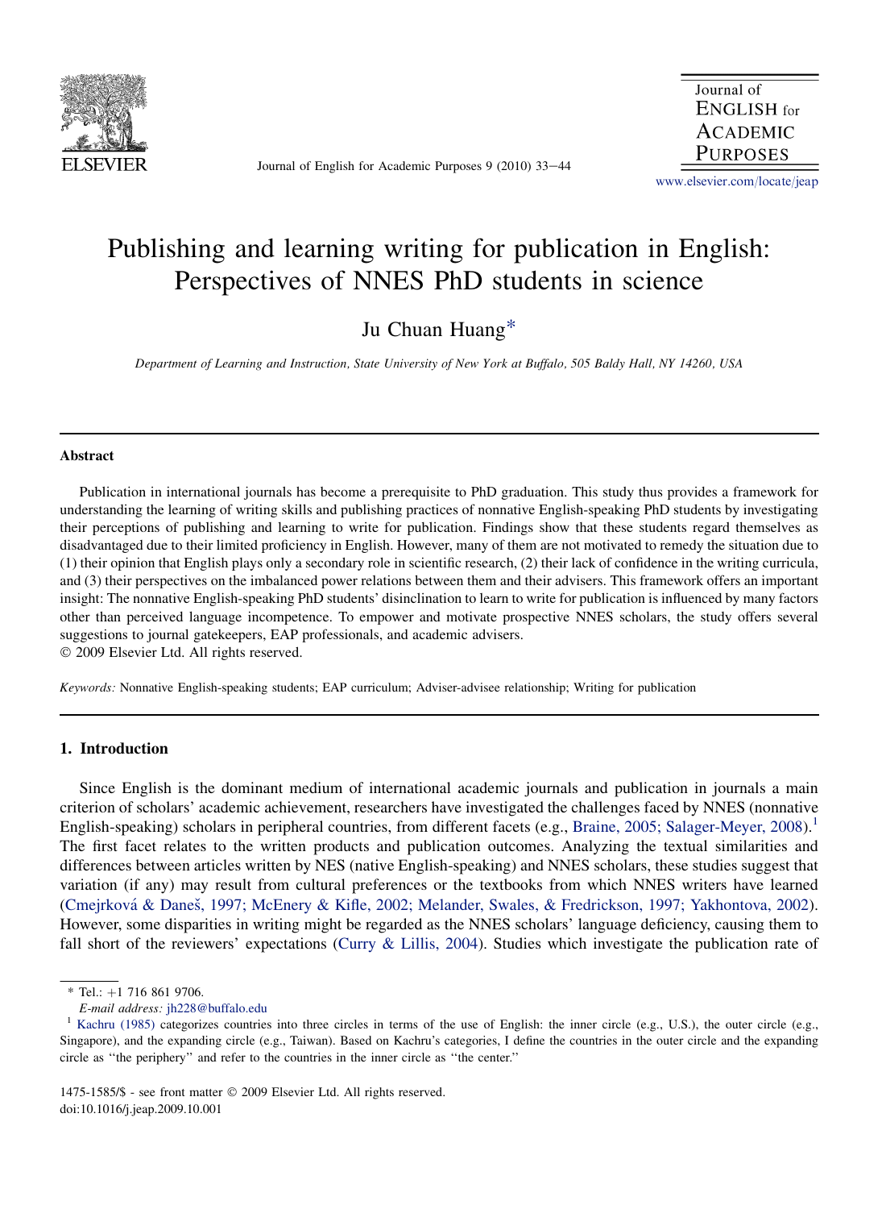# Publishing and learning writing for publication in English: Perspectives of NNES PhD students in science

Ju Chuan Huang*

*Department of Learning and Instruction, State University of New York at Buffalo, 505 Baldy Hall, NY 14260, USA*

## Abstract

Publication in international journals has become a prerequisite to PhD graduation. This study thus provides a framework for understanding the learning of writing skills and publishing practices of nonnative English-speaking PhD students by investigating their perceptions of publishing and learning to write for publication. Findings show that these students regard themselves as disadvantaged due to their limited proficiency in English. However, many of them are not motivated to remedy the situation due to (1) their opinion that English plays only a secondary role in scientific research, (2) their lack of confidence in the writing curricula, and (3) their perspectives on the imbalanced power relations between them and their advisers. This framework offers an important insight: The nonnative English-speaking PhD students' disinclination to learn to write for publication is influenced by many factors other than perceived language incompetence. To empower and motivate prospective NNES scholars, the study offers several suggestions to journal gatekeepers, EAP professionals, and academic advisers.

© 2009 Elsevier Ltd. All rights reserved.

*Keywords:* Nonnative English-speaking students; EAP curriculum; Adviser-advisee relationship; Writing for publication

## 1. Introduction

Since English is the dominant medium of international academic journals and publication in journals a main criterion of scholars' academic achievement, researchers have investigated the challenges faced by NNES (nonnative English-speaking) scholars in peripheral countries, from different facets (e.g., Braine, 2005; Salager-Meyer, 2008).[1] The first facet relates to the written products and publication outcomes. Analyzing the textual similarities and differences between articles written by NES (native English-speaking) and NNES scholars, these studies suggest that variation (if any) may result from cultural preferences or the textbooks from which NNES writers have learned (Cmejrková & Daneš, 1997; McEnery & Kifle, 2002; Melander, Swales, & Fredrickson, 1997; Yakhontova, 2002). However, some disparities in writing might be regarded as the NNES scholars' language deficiency, causing them to fall short of the reviewers' expectations (Curry & Lillis, 2004). Studies which investigate the publication rate of

* Tel.: +1 716 861 9706.
*E-mail address:* jh228@buffalo.edu

[1] Kachru (1985) categorizes countries into three circles in terms of the use of English: the inner circle (e.g., U.S.), the outer circle (e.g., Singapore), and the expanding circle (e.g., Taiwan). Based on Kachru's categories, I define the countries in the outer circle and the expanding circle as "the periphery" and refer to the countries in the inner circle as "the center."

1475-1585/$ - see front matter © 2009 Elsevier Ltd. All rights reserved.
doi:10.1016/j.jeap.2009.10.001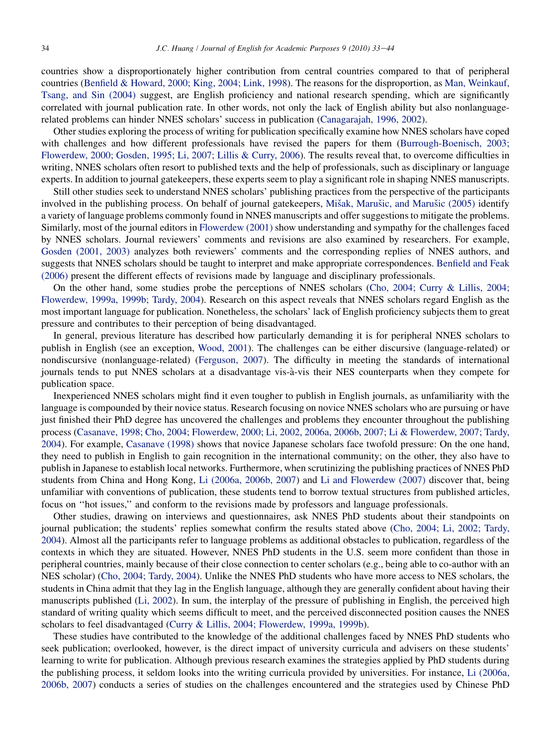countries show a disproportionately higher contribution from central countries compared to that of peripheral countries (Benfield & Howard, 2000; King, 2004; Link, 1998). The reasons for the disproportion, as Man, Weinkauf, Tsang, and Sin (2004) suggest, are English proficiency and national research spending, which are significantly correlated with journal publication rate. In other words, not only the lack of English ability but also nonlanguage-related problems can hinder NNES scholars' success in publication (Canagarajah, 1996, 2002).

Other studies exploring the process of writing for publication specifically examine how NNES scholars have coped with challenges and how different professionals have revised the papers for them (Burrough-Boenisch, 2003; Flowerdew, 2000; Gosden, 1995; Li, 2007; Lillis & Curry, 2006). The results reveal that, to overcome difficulties in writing, NNES scholars often resort to published texts and the help of professionals, such as disciplinary or language experts. In addition to journal gatekeepers, these experts seem to play a significant role in shaping NNES manuscripts.

Still other studies seek to understand NNES scholars' publishing practices from the perspective of the participants involved in the publishing process. On behalf of journal gatekeepers, Mišak, Marušic, and Marušic (2005) identify a variety of language problems commonly found in NNES manuscripts and offer suggestions to mitigate the problems. Similarly, most of the journal editors in Flowerdew (2001) show understanding and sympathy for the challenges faced by NNES scholars. Journal reviewers' comments and revisions are also examined by researchers. For example, Gosden (2001, 2003) analyzes both reviewers' comments and the corresponding replies of NNES authors, and suggests that NNES scholars should be taught to interpret and make appropriate correspondences. Benfield and Feak (2006) present the different effects of revisions made by language and disciplinary professionals.

On the other hand, some studies probe the perceptions of NNES scholars (Cho, 2004; Curry & Lillis, 2004; Flowerdew, 1999a, 1999b; Tardy, 2004). Research on this aspect reveals that NNES scholars regard English as the most important language for publication. Nonetheless, the scholars' lack of English proficiency subjects them to great pressure and contributes to their perception of being disadvantaged.

In general, previous literature has described how particularly demanding it is for peripheral NNES scholars to publish in English (see an exception, Wood, 2001). The challenges can be either discursive (language-related) or nondiscursive (nonlanguage-related) (Ferguson, 2007). The difficulty in meeting the standards of international journals tends to put NNES scholars at a disadvantage vis-à-vis their NES counterparts when they compete for publication space.

Inexperienced NNES scholars might find it even tougher to publish in English journals, as unfamiliarity with the language is compounded by their novice status. Research focusing on novice NNES scholars who are pursuing or have just finished their PhD degree has uncovered the challenges and problems they encounter throughout the publishing process (Casanave, 1998; Cho, 2004; Flowerdew, 2000; Li, 2002, 2006a, 2006b, 2007; Li & Flowerdew, 2007; Tardy, 2004). For example, Casanave (1998) shows that novice Japanese scholars face twofold pressure: On the one hand, they need to publish in English to gain recognition in the international community; on the other, they also have to publish in Japanese to establish local networks. Furthermore, when scrutinizing the publishing practices of NNES PhD students from China and Hong Kong, Li (2006a, 2006b, 2007) and Li and Flowerdew (2007) discover that, being unfamiliar with conventions of publication, these students tend to borrow textual structures from published articles, focus on ''hot issues,'' and conform to the revisions made by professors and language professionals.

Other studies, drawing on interviews and questionnaires, ask NNES PhD students about their standpoints on journal publication; the students' replies somewhat confirm the results stated above (Cho, 2004; Li, 2002; Tardy, 2004). Almost all the participants refer to language problems as additional obstacles to publication, regardless of the contexts in which they are situated. However, NNES PhD students in the U.S. seem more confident than those in peripheral countries, mainly because of their close connection to center scholars (e.g., being able to co-author with an NES scholar) (Cho, 2004; Tardy, 2004). Unlike the NNES PhD students who have more access to NES scholars, the students in China admit that they lag in the English language, although they are generally confident about having their manuscripts published (Li, 2002). In sum, the interplay of the pressure of publishing in English, the perceived high standard of writing quality which seems difficult to meet, and the perceived disconnected position causes the NNES scholars to feel disadvantaged (Curry & Lillis, 2004; Flowerdew, 1999a, 1999b).

These studies have contributed to the knowledge of the additional challenges faced by NNES PhD students who seek publication; overlooked, however, is the direct impact of university curricula and advisers on these students' learning to write for publication. Although previous research examines the strategies applied by PhD students during the publishing process, it seldom looks into the writing curricula provided by universities. For instance, Li (2006a, 2006b, 2007) conducts a series of studies on the challenges encountered and the strategies used by Chinese PhD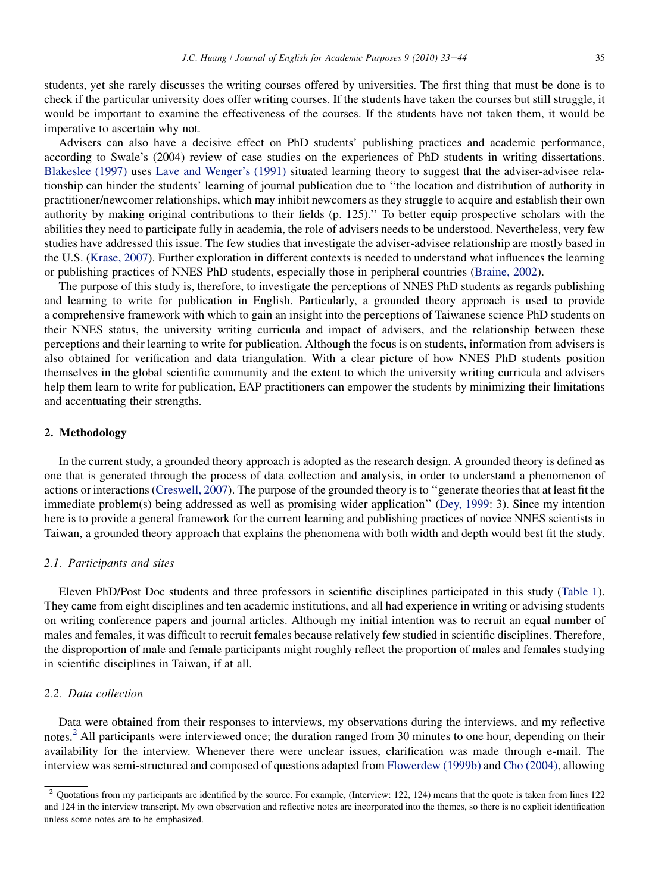students, yet she rarely discusses the writing courses offered by universities. The first thing that must be done is to check if the particular university does offer writing courses. If the students have taken the courses but still struggle, it would be important to examine the effectiveness of the courses. If the students have not taken them, it would be imperative to ascertain why not.

Advisers can also have a decisive effect on PhD students' publishing practices and academic performance, according to Swale's (2004) review of case studies on the experiences of PhD students in writing dissertations. Blakeslee (1997) uses Lave and Wenger's (1991) situated learning theory to suggest that the adviser-advisee relationship can hinder the students' learning of journal publication due to ''the location and distribution of authority in practitioner/newcomer relationships, which may inhibit newcomers as they struggle to acquire and establish their own authority by making original contributions to their fields (p. 125).'' To better equip prospective scholars with the abilities they need to participate fully in academia, the role of advisers needs to be understood. Nevertheless, very few studies have addressed this issue. The few studies that investigate the adviser-advisee relationship are mostly based in the U.S. (Krase, 2007). Further exploration in different contexts is needed to understand what influences the learning or publishing practices of NNES PhD students, especially those in peripheral countries (Braine, 2002).

The purpose of this study is, therefore, to investigate the perceptions of NNES PhD students as regards publishing and learning to write for publication in English. Particularly, a grounded theory approach is used to provide a comprehensive framework with which to gain an insight into the perceptions of Taiwanese science PhD students on their NNES status, the university writing curricula and impact of advisers, and the relationship between these perceptions and their learning to write for publication. Although the focus is on students, information from advisers is also obtained for verification and data triangulation. With a clear picture of how NNES PhD students position themselves in the global scientific community and the extent to which the university writing curricula and advisers help them learn to write for publication, EAP practitioners can empower the students by minimizing their limitations and accentuating their strengths.

## 2. Methodology

In the current study, a grounded theory approach is adopted as the research design. A grounded theory is defined as one that is generated through the process of data collection and analysis, in order to understand a phenomenon of actions or interactions (Creswell, 2007). The purpose of the grounded theory is to ''generate theories that at least fit the immediate problem(s) being addressed as well as promising wider application'' (Dey, 1999: 3). Since my intention here is to provide a general framework for the current learning and publishing practices of novice NNES scientists in Taiwan, a grounded theory approach that explains the phenomena with both width and depth would best fit the study.

### 2.1. Participants and sites

Eleven PhD/Post Doc students and three professors in scientific disciplines participated in this study (Table 1). They came from eight disciplines and ten academic institutions, and all had experience in writing or advising students on writing conference papers and journal articles. Although my initial intention was to recruit an equal number of males and females, it was difficult to recruit females because relatively few studied in scientific disciplines. Therefore, the disproportion of male and female participants might roughly reflect the proportion of males and females studying in scientific disciplines in Taiwan, if at all.

### 2.2. Data collection

Data were obtained from their responses to interviews, my observations during the interviews, and my reflective notes.[2] All participants were interviewed once; the duration ranged from 30 minutes to one hour, depending on their availability for the interview. Whenever there were unclear issues, clarification was made through e-mail. The interview was semi-structured and composed of questions adapted from Flowerdew (1999b) and Cho (2004), allowing

[2] Quotations from my participants are identified by the source. For example, (Interview: 122, 124) means that the quote is taken from lines 122 and 124 in the interview transcript. My own observation and reflective notes are incorporated into the themes, so there is no explicit identification unless some notes are to be emphasized.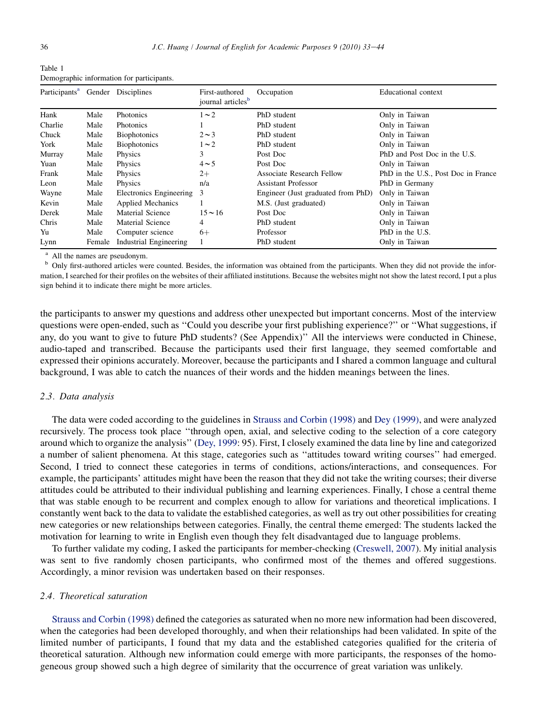Table 1
Demographic information for participants.

| Participants[a] | Gender | Disciplines | First-authored journal articles[b] | Occupation | Educational context |
|---|---|---|---|---|---|
| Hank | Male | Photonics | 1∼2 | PhD student | Only in Taiwan |
| Charlie | Male | Photonics | 1 | PhD student | Only in Taiwan |
| Chuck | Male | Biophotonics | 2∼3 | PhD student | Only in Taiwan |
| York | Male | Biophotonics | 1∼2 | PhD student | Only in Taiwan |
| Murray | Male | Physics | 3 | Post Doc | PhD and Post Doc in the U.S. |
| Yuan | Male | Physics | 4∼5 | Post Doc | Only in Taiwan |
| Frank | Male | Physics | 2+ | Associate Research Fellow | PhD in the U.S., Post Doc in France |
| Leon | Male | Physics | n/a | Assistant Professor | PhD in Germany |
| Wayne | Male | Electronics Engineering | 3 | Engineer (Just graduated from PhD) | Only in Taiwan |
| Kevin | Male | Applied Mechanics | 1 | M.S. (Just graduated) | Only in Taiwan |
| Derek | Male | Material Science | 15∼16 | Post Doc | Only in Taiwan |
| Chris | Male | Material Science | 4 | PhD student | Only in Taiwan |
| Yu | Male | Computer science | 6+ | Professor | PhD in the U.S. |
| Lynn | Female | Industrial Engineering | 1 | PhD student | Only in Taiwan |

[a] All the names are pseudonym.

[b] Only first-authored articles were counted. Besides, the information was obtained from the participants. When they did not provide the information, I searched for their profiles on the websites of their affiliated institutions. Because the websites might not show the latest record, I put a plus sign behind it to indicate there might be more articles.

the participants to answer my questions and address other unexpected but important concerns. Most of the interview questions were open-ended, such as ''Could you describe your first publishing experience?'' or ''What suggestions, if any, do you want to give to future PhD students? (See Appendix)'' All the interviews were conducted in Chinese, audio-taped and transcribed. Because the participants used their first language, they seemed comfortable and expressed their opinions accurately. Moreover, because the participants and I shared a common language and cultural background, I was able to catch the nuances of their words and the hidden meanings between the lines.

### *2.3. Data analysis*

The data were coded according to the guidelines in Strauss and Corbin (1998) and Dey (1999), and were analyzed recursively. The process took place ''through open, axial, and selective coding to the selection of a core category around which to organize the analysis'' (Dey, 1999: 95). First, I closely examined the data line by line and categorized a number of salient phenomena. At this stage, categories such as ''attitudes toward writing courses'' had emerged. Second, I tried to connect these categories in terms of conditions, actions/interactions, and consequences. For example, the participants' attitudes might have been the reason that they did not take the writing courses; their diverse attitudes could be attributed to their individual publishing and learning experiences. Finally, I chose a central theme that was stable enough to be recurrent and complex enough to allow for variations and theoretical implications. I constantly went back to the data to validate the established categories, as well as try out other possibilities for creating new categories or new relationships between categories. Finally, the central theme emerged: The students lacked the motivation for learning to write in English even though they felt disadvantaged due to language problems.

To further validate my coding, I asked the participants for member-checking (Creswell, 2007). My initial analysis was sent to five randomly chosen participants, who confirmed most of the themes and offered suggestions. Accordingly, a minor revision was undertaken based on their responses.

### *2.4. Theoretical saturation*

Strauss and Corbin (1998) defined the categories as saturated when no more new information had been discovered, when the categories had been developed thoroughly, and when their relationships had been validated. In spite of the limited number of participants, I found that my data and the established categories qualified for the criteria of theoretical saturation. Although new information could emerge with more participants, the responses of the homogeneous group showed such a high degree of similarity that the occurrence of great variation was unlikely.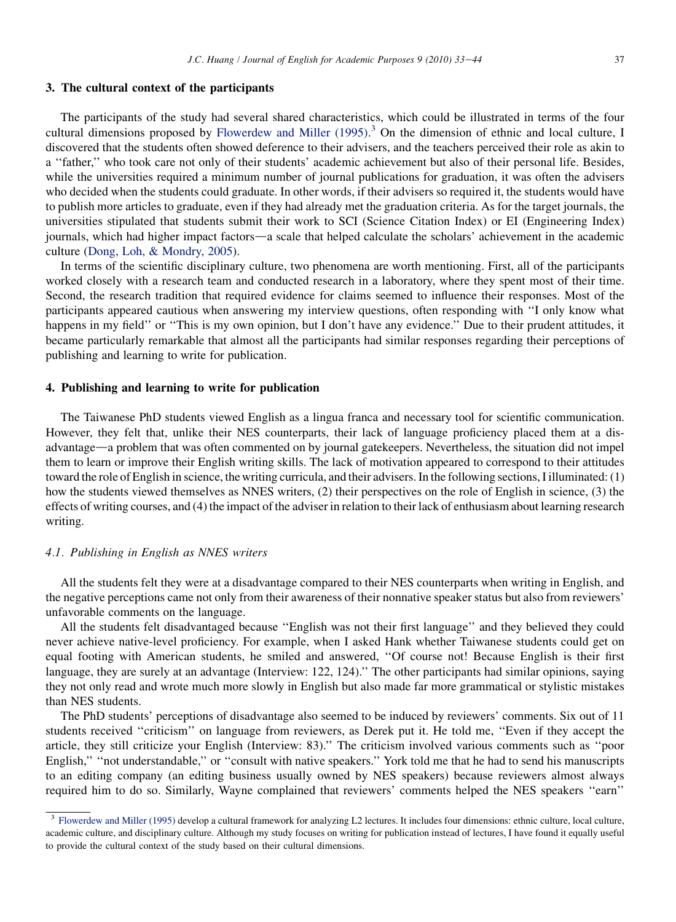## 3. The cultural context of the participants

The participants of the study had several shared characteristics, which could be illustrated in terms of the four cultural dimensions proposed by Flowerdew and Miller (1995).[3] On the dimension of ethnic and local culture, I discovered that the students often showed deference to their advisers, and the teachers perceived their role as akin to a "father," who took care not only of their students' academic achievement but also of their personal life. Besides, while the universities required a minimum number of journal publications for graduation, it was often the advisers who decided when the students could graduate. In other words, if their advisers so required it, the students would have to publish more articles to graduate, even if they had already met the graduation criteria. As for the target journals, the universities stipulated that students submit their work to SCI (Science Citation Index) or EI (Engineering Index) journals, which had higher impact factors—a scale that helped calculate the scholars' achievement in the academic culture (Dong, Loh, & Mondry, 2005).

In terms of the scientific disciplinary culture, two phenomena are worth mentioning. First, all of the participants worked closely with a research team and conducted research in a laboratory, where they spent most of their time. Second, the research tradition that required evidence for claims seemed to influence their responses. Most of the participants appeared cautious when answering my interview questions, often responding with "I only know what happens in my field" or "This is my own opinion, but I don't have any evidence." Due to their prudent attitudes, it became particularly remarkable that almost all the participants had similar responses regarding their perceptions of publishing and learning to write for publication.

## 4. Publishing and learning to write for publication

The Taiwanese PhD students viewed English as a lingua franca and necessary tool for scientific communication. However, they felt that, unlike their NES counterparts, their lack of language proficiency placed them at a disadvantage—a problem that was often commented on by journal gatekeepers. Nevertheless, the situation did not impel them to learn or improve their English writing skills. The lack of motivation appeared to correspond to their attitudes toward the role of English in science, the writing curricula, and their advisers. In the following sections, I illuminated: (1) how the students viewed themselves as NNES writers, (2) their perspectives on the role of English in science, (3) the effects of writing courses, and (4) the impact of the adviser in relation to their lack of enthusiasm about learning research writing.

### *4.1. Publishing in English as NNES writers*

All the students felt they were at a disadvantage compared to their NES counterparts when writing in English, and the negative perceptions came not only from their awareness of their nonnative speaker status but also from reviewers' unfavorable comments on the language.

All the students felt disadvantaged because "English was not their first language" and they believed they could never achieve native-level proficiency. For example, when I asked Hank whether Taiwanese students could get on equal footing with American students, he smiled and answered, "Of course not! Because English is their first language, they are surely at an advantage (Interview: 122, 124)." The other participants had similar opinions, saying they not only read and wrote much more slowly in English but also made far more grammatical or stylistic mistakes than NES students.

The PhD students' perceptions of disadvantage also seemed to be induced by reviewers' comments. Six out of 11 students received "criticism" on language from reviewers, as Derek put it. He told me, "Even if they accept the article, they still criticize your English (Interview: 83)." The criticism involved various comments such as "poor English," "not understandable," or "consult with native speakers." York told me that he had to send his manuscripts to an editing company (an editing business usually owned by NES speakers) because reviewers almost always required him to do so. Similarly, Wayne complained that reviewers' comments helped the NES speakers "earn"

[3] Flowerdew and Miller (1995) develop a cultural framework for analyzing L2 lectures. It includes four dimensions: ethnic culture, local culture, academic culture, and disciplinary culture. Although my study focuses on writing for publication instead of lectures, I have found it equally useful to provide the cultural context of the study based on their cultural dimensions.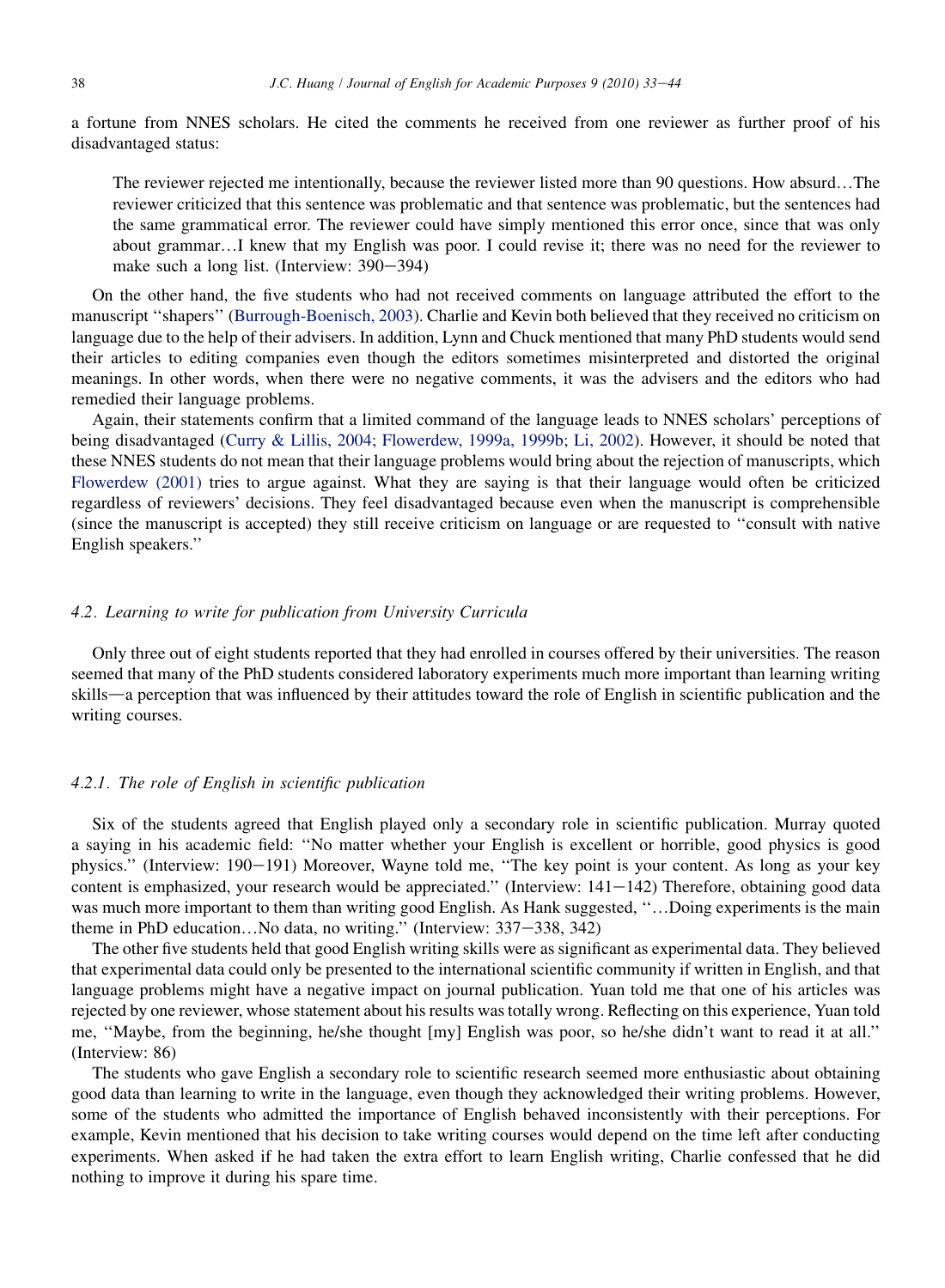a fortune from NNES scholars. He cited the comments he received from one reviewer as further proof of his disadvantaged status:

> The reviewer rejected me intentionally, because the reviewer listed more than 90 questions. How absurd…The reviewer criticized that this sentence was problematic and that sentence was problematic, but the sentences had the same grammatical error. The reviewer could have simply mentioned this error once, since that was only about grammar…I knew that my English was poor. I could revise it; there was no need for the reviewer to make such a long list. (Interview: 390–394)

On the other hand, the five students who had not received comments on language attributed the effort to the manuscript ''shapers'' (Burrough-Boenisch, 2003). Charlie and Kevin both believed that they received no criticism on language due to the help of their advisers. In addition, Lynn and Chuck mentioned that many PhD students would send their articles to editing companies even though the editors sometimes misinterpreted and distorted the original meanings. In other words, when there were no negative comments, it was the advisers and the editors who had remedied their language problems.

Again, their statements confirm that a limited command of the language leads to NNES scholars' perceptions of being disadvantaged (Curry & Lillis, 2004; Flowerdew, 1999a, 1999b; Li, 2002). However, it should be noted that these NNES students do not mean that their language problems would bring about the rejection of manuscripts, which Flowerdew (2001) tries to argue against. What they are saying is that their language would often be criticized regardless of reviewers' decisions. They feel disadvantaged because even when the manuscript is comprehensible (since the manuscript is accepted) they still receive criticism on language or are requested to ''consult with native English speakers.''

### *4.2. Learning to write for publication from University Curricula*

Only three out of eight students reported that they had enrolled in courses offered by their universities. The reason seemed that many of the PhD students considered laboratory experiments much more important than learning writing skills—a perception that was influenced by their attitudes toward the role of English in scientific publication and the writing courses.

#### *4.2.1. The role of English in scientific publication*

Six of the students agreed that English played only a secondary role in scientific publication. Murray quoted a saying in his academic field: ''No matter whether your English is excellent or horrible, good physics is good physics.'' (Interview: 190–191) Moreover, Wayne told me, ''The key point is your content. As long as your key content is emphasized, your research would be appreciated.'' (Interview: 141–142) Therefore, obtaining good data was much more important to them than writing good English. As Hank suggested, ''…Doing experiments is the main theme in PhD education…No data, no writing.'' (Interview: 337–338, 342)

The other five students held that good English writing skills were as significant as experimental data. They believed that experimental data could only be presented to the international scientific community if written in English, and that language problems might have a negative impact on journal publication. Yuan told me that one of his articles was rejected by one reviewer, whose statement about his results was totally wrong. Reflecting on this experience, Yuan told me, ''Maybe, from the beginning, he/she thought [my] English was poor, so he/she didn't want to read it at all.'' (Interview: 86)

The students who gave English a secondary role to scientific research seemed more enthusiastic about obtaining good data than learning to write in the language, even though they acknowledged their writing problems. However, some of the students who admitted the importance of English behaved inconsistently with their perceptions. For example, Kevin mentioned that his decision to take writing courses would depend on the time left after conducting experiments. When asked if he had taken the extra effort to learn English writing, Charlie confessed that he did nothing to improve it during his spare time.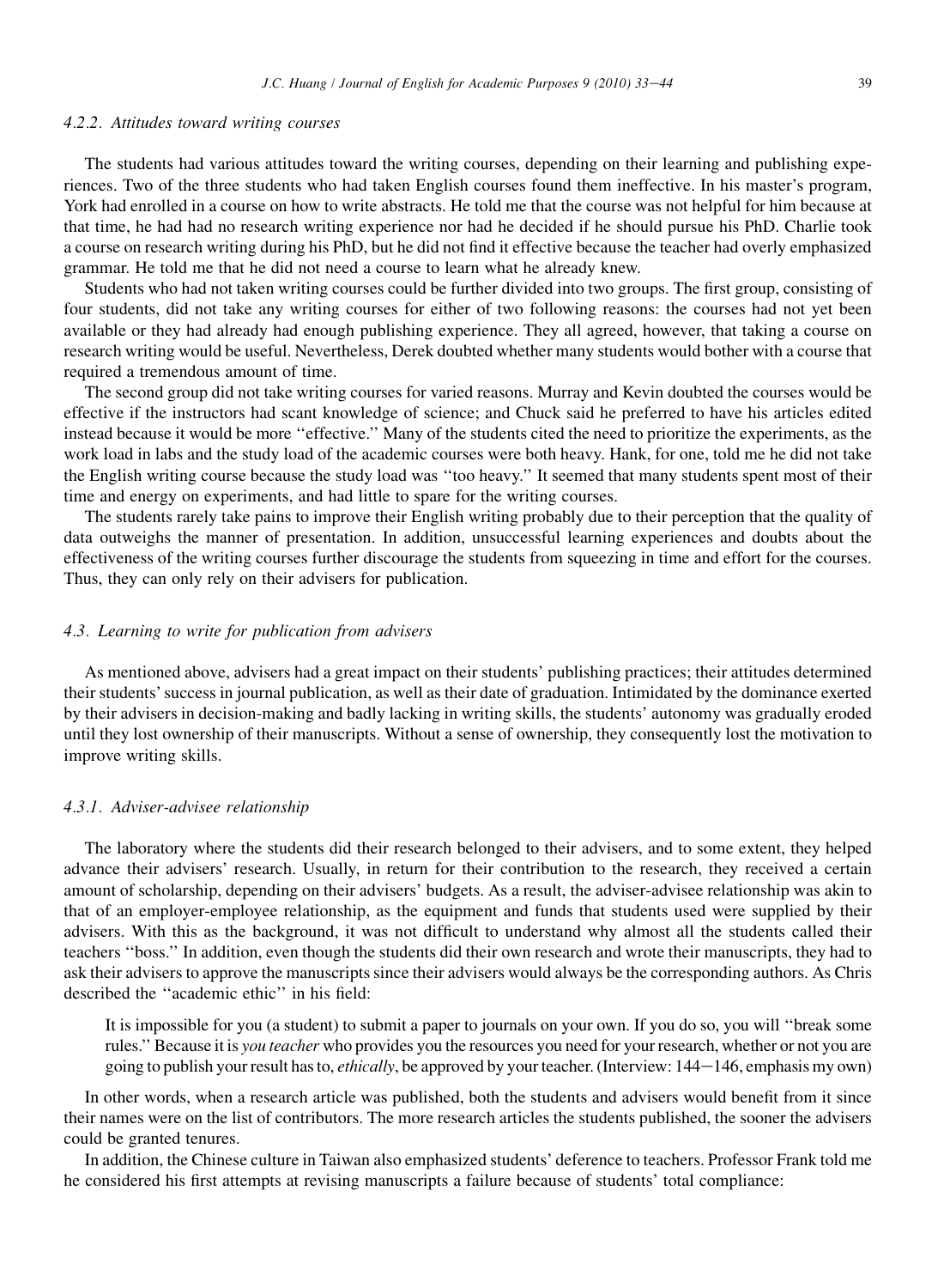#### 4.2.2. Attitudes toward writing courses

The students had various attitudes toward the writing courses, depending on their learning and publishing experiences. Two of the three students who had taken English courses found them ineffective. In his master's program, York had enrolled in a course on how to write abstracts. He told me that the course was not helpful for him because at that time, he had had no research writing experience nor had he decided if he should pursue his PhD. Charlie took a course on research writing during his PhD, but he did not find it effective because the teacher had overly emphasized grammar. He told me that he did not need a course to learn what he already knew.

Students who had not taken writing courses could be further divided into two groups. The first group, consisting of four students, did not take any writing courses for either of two following reasons: the courses had not yet been available or they had already had enough publishing experience. They all agreed, however, that taking a course on research writing would be useful. Nevertheless, Derek doubted whether many students would bother with a course that required a tremendous amount of time.

The second group did not take writing courses for varied reasons. Murray and Kevin doubted the courses would be effective if the instructors had scant knowledge of science; and Chuck said he preferred to have his articles edited instead because it would be more ''effective.'' Many of the students cited the need to prioritize the experiments, as the work load in labs and the study load of the academic courses were both heavy. Hank, for one, told me he did not take the English writing course because the study load was ''too heavy.'' It seemed that many students spent most of their time and energy on experiments, and had little to spare for the writing courses.

The students rarely take pains to improve their English writing probably due to their perception that the quality of data outweighs the manner of presentation. In addition, unsuccessful learning experiences and doubts about the effectiveness of the writing courses further discourage the students from squeezing in time and effort for the courses. Thus, they can only rely on their advisers for publication.

### 4.3. Learning to write for publication from advisers

As mentioned above, advisers had a great impact on their students' publishing practices; their attitudes determined their students' success in journal publication, as well as their date of graduation. Intimidated by the dominance exerted by their advisers in decision-making and badly lacking in writing skills, the students' autonomy was gradually eroded until they lost ownership of their manuscripts. Without a sense of ownership, they consequently lost the motivation to improve writing skills.

#### 4.3.1. Adviser-advisee relationship

The laboratory where the students did their research belonged to their advisers, and to some extent, they helped advance their advisers' research. Usually, in return for their contribution to the research, they received a certain amount of scholarship, depending on their advisers' budgets. As a result, the adviser-advisee relationship was akin to that of an employer-employee relationship, as the equipment and funds that students used were supplied by their advisers. With this as the background, it was not difficult to understand why almost all the students called their teachers ''boss.'' In addition, even though the students did their own research and wrote their manuscripts, they had to ask their advisers to approve the manuscripts since their advisers would always be the corresponding authors. As Chris described the ''academic ethic'' in his field:

> It is impossible for you (a student) to submit a paper to journals on your own. If you do so, you will ''break some rules.'' Because it is *you teacher* who provides you the resources you need for your research, whether or not you are going to publish your result has to, *ethically*, be approved by your teacher. (Interview: 144−146, emphasis my own)

In other words, when a research article was published, both the students and advisers would benefit from it since their names were on the list of contributors. The more research articles the students published, the sooner the advisers could be granted tenures.

In addition, the Chinese culture in Taiwan also emphasized students' deference to teachers. Professor Frank told me he considered his first attempts at revising manuscripts a failure because of students' total compliance: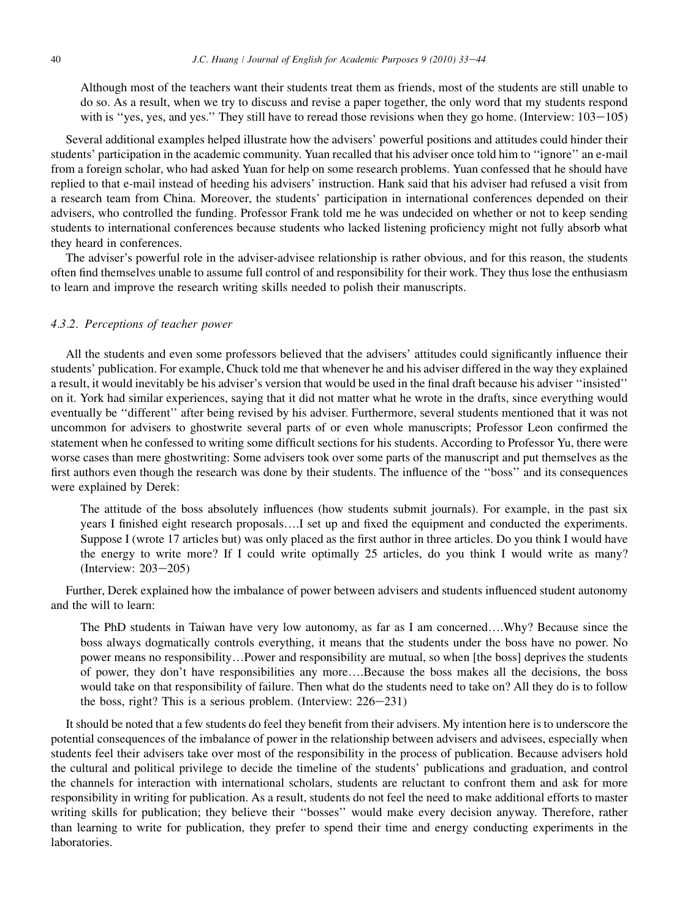> Although most of the teachers want their students treat them as friends, most of the students are still unable to do so. As a result, when we try to discuss and revise a paper together, the only word that my students respond with is ''yes, yes, and yes.'' They still have to reread those revisions when they go home. (Interview: 103–105)

Several additional examples helped illustrate how the advisers' powerful positions and attitudes could hinder their students' participation in the academic community. Yuan recalled that his adviser once told him to ''ignore'' an e-mail from a foreign scholar, who had asked Yuan for help on some research problems. Yuan confessed that he should have replied to that e-mail instead of heeding his advisers' instruction. Hank said that his adviser had refused a visit from a research team from China. Moreover, the students' participation in international conferences depended on their advisers, who controlled the funding. Professor Frank told me he was undecided on whether or not to keep sending students to international conferences because students who lacked listening proficiency might not fully absorb what they heard in conferences.

The adviser's powerful role in the adviser-advisee relationship is rather obvious, and for this reason, the students often find themselves unable to assume full control of and responsibility for their work. They thus lose the enthusiasm to learn and improve the research writing skills needed to polish their manuscripts.

#### *4.3.2. Perceptions of teacher power*

All the students and even some professors believed that the advisers' attitudes could significantly influence their students' publication. For example, Chuck told me that whenever he and his adviser differed in the way they explained a result, it would inevitably be his adviser's version that would be used in the final draft because his adviser ''insisted'' on it. York had similar experiences, saying that it did not matter what he wrote in the drafts, since everything would eventually be ''different'' after being revised by his adviser. Furthermore, several students mentioned that it was not uncommon for advisers to ghostwrite several parts of or even whole manuscripts; Professor Leon confirmed the statement when he confessed to writing some difficult sections for his students. According to Professor Yu, there were worse cases than mere ghostwriting: Some advisers took over some parts of the manuscript and put themselves as the first authors even though the research was done by their students. The influence of the ''boss'' and its consequences were explained by Derek:

> The attitude of the boss absolutely influences (how students submit journals). For example, in the past six years I finished eight research proposals….I set up and fixed the equipment and conducted the experiments. Suppose I (wrote 17 articles but) was only placed as the first author in three articles. Do you think I would have the energy to write more? If I could write optimally 25 articles, do you think I would write as many? (Interview: 203–205)

Further, Derek explained how the imbalance of power between advisers and students influenced student autonomy and the will to learn:

> The PhD students in Taiwan have very low autonomy, as far as I am concerned….Why? Because since the boss always dogmatically controls everything, it means that the students under the boss have no power. No power means no responsibility…Power and responsibility are mutual, so when [the boss] deprives the students of power, they don't have responsibilities any more….Because the boss makes all the decisions, the boss would take on that responsibility of failure. Then what do the students need to take on? All they do is to follow the boss, right? This is a serious problem. (Interview: 226–231)

It should be noted that a few students do feel they benefit from their advisers. My intention here is to underscore the potential consequences of the imbalance of power in the relationship between advisers and advisees, especially when students feel their advisers take over most of the responsibility in the process of publication. Because advisers hold the cultural and political privilege to decide the timeline of the students' publications and graduation, and control the channels for interaction with international scholars, students are reluctant to confront them and ask for more responsibility in writing for publication. As a result, students do not feel the need to make additional efforts to master writing skills for publication; they believe their ''bosses'' would make every decision anyway. Therefore, rather than learning to write for publication, they prefer to spend their time and energy conducting experiments in the laboratories.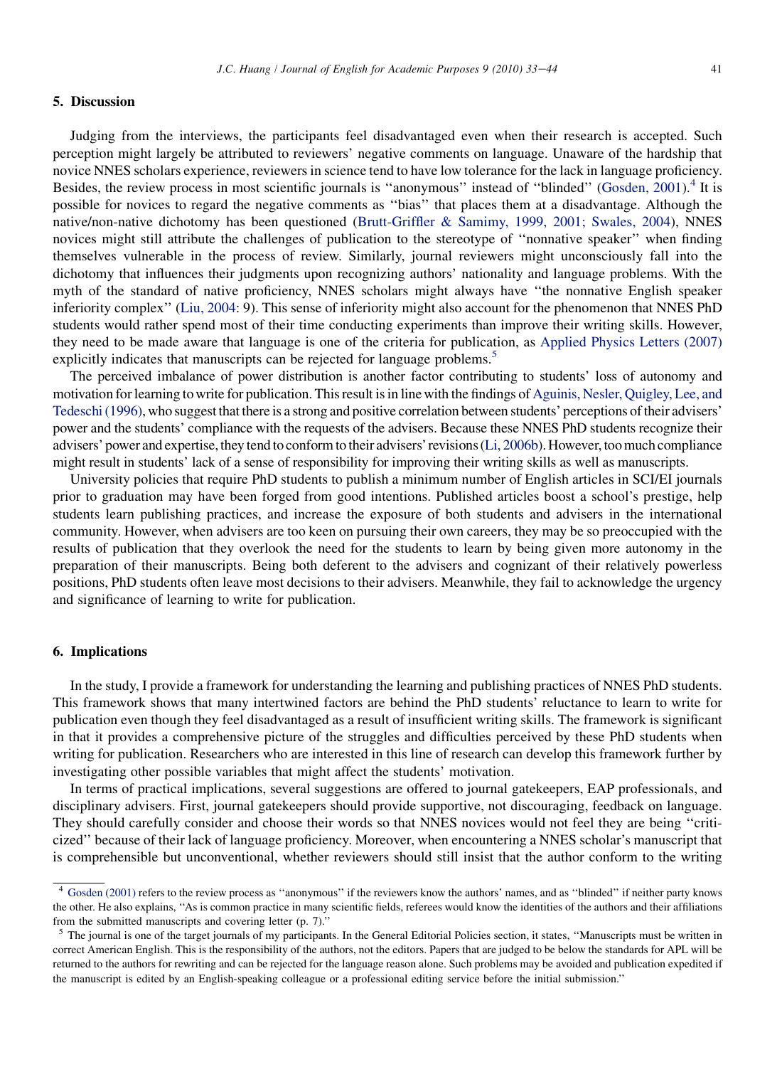## 5. Discussion

Judging from the interviews, the participants feel disadvantaged even when their research is accepted. Such perception might largely be attributed to reviewers' negative comments on language. Unaware of the hardship that novice NNES scholars experience, reviewers in science tend to have low tolerance for the lack in language proficiency. Besides, the review process in most scientific journals is ''anonymous'' instead of ''blinded'' (Gosden, 2001).[4] It is possible for novices to regard the negative comments as ''bias'' that places them at a disadvantage. Although the native/non-native dichotomy has been questioned (Brutt-Griffler & Samimy, 1999, 2001; Swales, 2004), NNES novices might still attribute the challenges of publication to the stereotype of ''nonnative speaker'' when finding themselves vulnerable in the process of review. Similarly, journal reviewers might unconsciously fall into the dichotomy that influences their judgments upon recognizing authors' nationality and language problems. With the myth of the standard of native proficiency, NNES scholars might always have ''the nonnative English speaker inferiority complex'' (Liu, 2004: 9). This sense of inferiority might also account for the phenomenon that NNES PhD students would rather spend most of their time conducting experiments than improve their writing skills. However, they need to be made aware that language is one of the criteria for publication, as Applied Physics Letters (2007) explicitly indicates that manuscripts can be rejected for language problems.[5]

The perceived imbalance of power distribution is another factor contributing to students' loss of autonomy and motivation for learning to write for publication. This result is in line with the findings of Aguinis, Nesler, Quigley, Lee, and Tedeschi (1996), who suggest that there is a strong and positive correlation between students' perceptions of their advisers' power and the students' compliance with the requests of the advisers. Because these NNES PhD students recognize their advisers' power and expertise, they tend to conform to their advisers' revisions (Li, 2006b). However, too much compliance might result in students' lack of a sense of responsibility for improving their writing skills as well as manuscripts.

University policies that require PhD students to publish a minimum number of English articles in SCI/EI journals prior to graduation may have been forged from good intentions. Published articles boost a school's prestige, help students learn publishing practices, and increase the exposure of both students and advisers in the international community. However, when advisers are too keen on pursuing their own careers, they may be so preoccupied with the results of publication that they overlook the need for the students to learn by being given more autonomy in the preparation of their manuscripts. Being both deferent to the advisers and cognizant of their relatively powerless positions, PhD students often leave most decisions to their advisers. Meanwhile, they fail to acknowledge the urgency and significance of learning to write for publication.

## 6. Implications

In the study, I provide a framework for understanding the learning and publishing practices of NNES PhD students. This framework shows that many intertwined factors are behind the PhD students' reluctance to learn to write for publication even though they feel disadvantaged as a result of insufficient writing skills. The framework is significant in that it provides a comprehensive picture of the struggles and difficulties perceived by these PhD students when writing for publication. Researchers who are interested in this line of research can develop this framework further by investigating other possible variables that might affect the students' motivation.

In terms of practical implications, several suggestions are offered to journal gatekeepers, EAP professionals, and disciplinary advisers. First, journal gatekeepers should provide supportive, not discouraging, feedback on language. They should carefully consider and choose their words so that NNES novices would not feel they are being ''criticized'' because of their lack of language proficiency. Moreover, when encountering a NNES scholar's manuscript that is comprehensible but unconventional, whether reviewers should still insist that the author conform to the writing

[4] Gosden (2001) refers to the review process as ''anonymous'' if the reviewers know the authors' names, and as ''blinded'' if neither party knows the other. He also explains, ''As is common practice in many scientific fields, referees would know the identities of the authors and their affiliations from the submitted manuscripts and covering letter (p. 7).''

[5] The journal is one of the target journals of my participants. In the General Editorial Policies section, it states, ''Manuscripts must be written in correct American English. This is the responsibility of the authors, not the editors. Papers that are judged to be below the standards for APL will be returned to the authors for rewriting and can be rejected for the language reason alone. Such problems may be avoided and publication expedited if the manuscript is edited by an English-speaking colleague or a professional editing service before the initial submission.''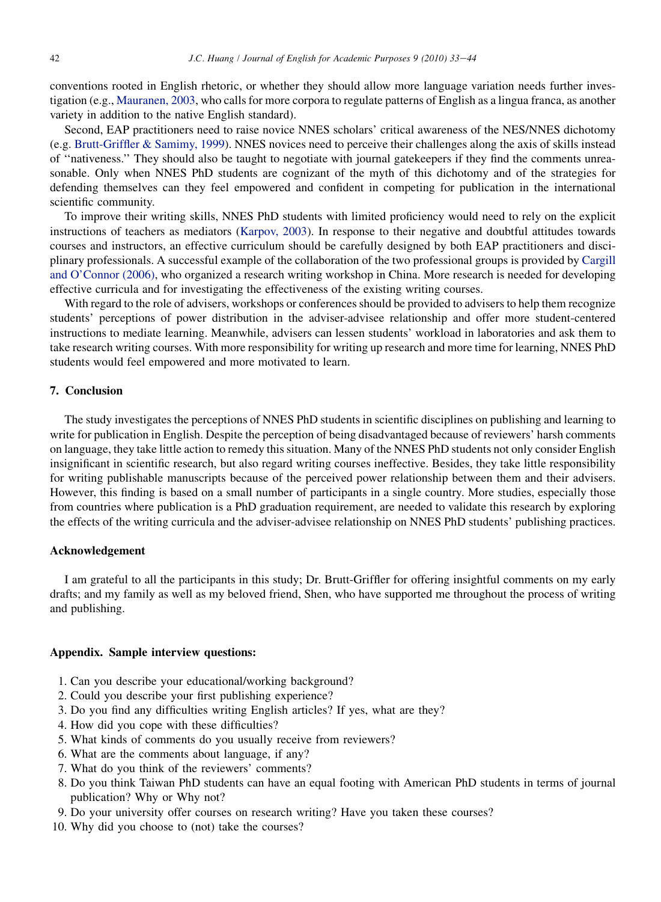conventions rooted in English rhetoric, or whether they should allow more language variation needs further investigation (e.g., Mauranen, 2003, who calls for more corpora to regulate patterns of English as a lingua franca, as another variety in addition to the native English standard).

Second, EAP practitioners need to raise novice NNES scholars' critical awareness of the NES/NNES dichotomy (e.g. Brutt-Griffler & Samimy, 1999). NNES novices need to perceive their challenges along the axis of skills instead of ''nativeness.'' They should also be taught to negotiate with journal gatekeepers if they find the comments unreasonable. Only when NNES PhD students are cognizant of the myth of this dichotomy and of the strategies for defending themselves can they feel empowered and confident in competing for publication in the international scientific community.

To improve their writing skills, NNES PhD students with limited proficiency would need to rely on the explicit instructions of teachers as mediators (Karpov, 2003). In response to their negative and doubtful attitudes towards courses and instructors, an effective curriculum should be carefully designed by both EAP practitioners and disciplinary professionals. A successful example of the collaboration of the two professional groups is provided by Cargill and O'Connor (2006), who organized a research writing workshop in China. More research is needed for developing effective curricula and for investigating the effectiveness of the existing writing courses.

With regard to the role of advisers, workshops or conferences should be provided to advisers to help them recognize students' perceptions of power distribution in the adviser-advisee relationship and offer more student-centered instructions to mediate learning. Meanwhile, advisers can lessen students' workload in laboratories and ask them to take research writing courses. With more responsibility for writing up research and more time for learning, NNES PhD students would feel empowered and more motivated to learn.

## 7. Conclusion

The study investigates the perceptions of NNES PhD students in scientific disciplines on publishing and learning to write for publication in English. Despite the perception of being disadvantaged because of reviewers' harsh comments on language, they take little action to remedy this situation. Many of the NNES PhD students not only consider English insignificant in scientific research, but also regard writing courses ineffective. Besides, they take little responsibility for writing publishable manuscripts because of the perceived power relationship between them and their advisers. However, this finding is based on a small number of participants in a single country. More studies, especially those from countries where publication is a PhD graduation requirement, are needed to validate this research by exploring the effects of the writing curricula and the adviser-advisee relationship on NNES PhD students' publishing practices.

## Acknowledgement

I am grateful to all the participants in this study; Dr. Brutt-Griffler for offering insightful comments on my early drafts; and my family as well as my beloved friend, Shen, who have supported me throughout the process of writing and publishing.

## Appendix. Sample interview questions:

1. Can you describe your educational/working background?
2. Could you describe your first publishing experience?
3. Do you find any difficulties writing English articles? If yes, what are they?
4. How did you cope with these difficulties?
5. What kinds of comments do you usually receive from reviewers?
6. What are the comments about language, if any?
7. What do you think of the reviewers' comments?
8. Do you think Taiwan PhD students can have an equal footing with American PhD students in terms of journal publication? Why or Why not?
9. Do your university offer courses on research writing? Have you taken these courses?
10. Why did you choose to (not) take the courses?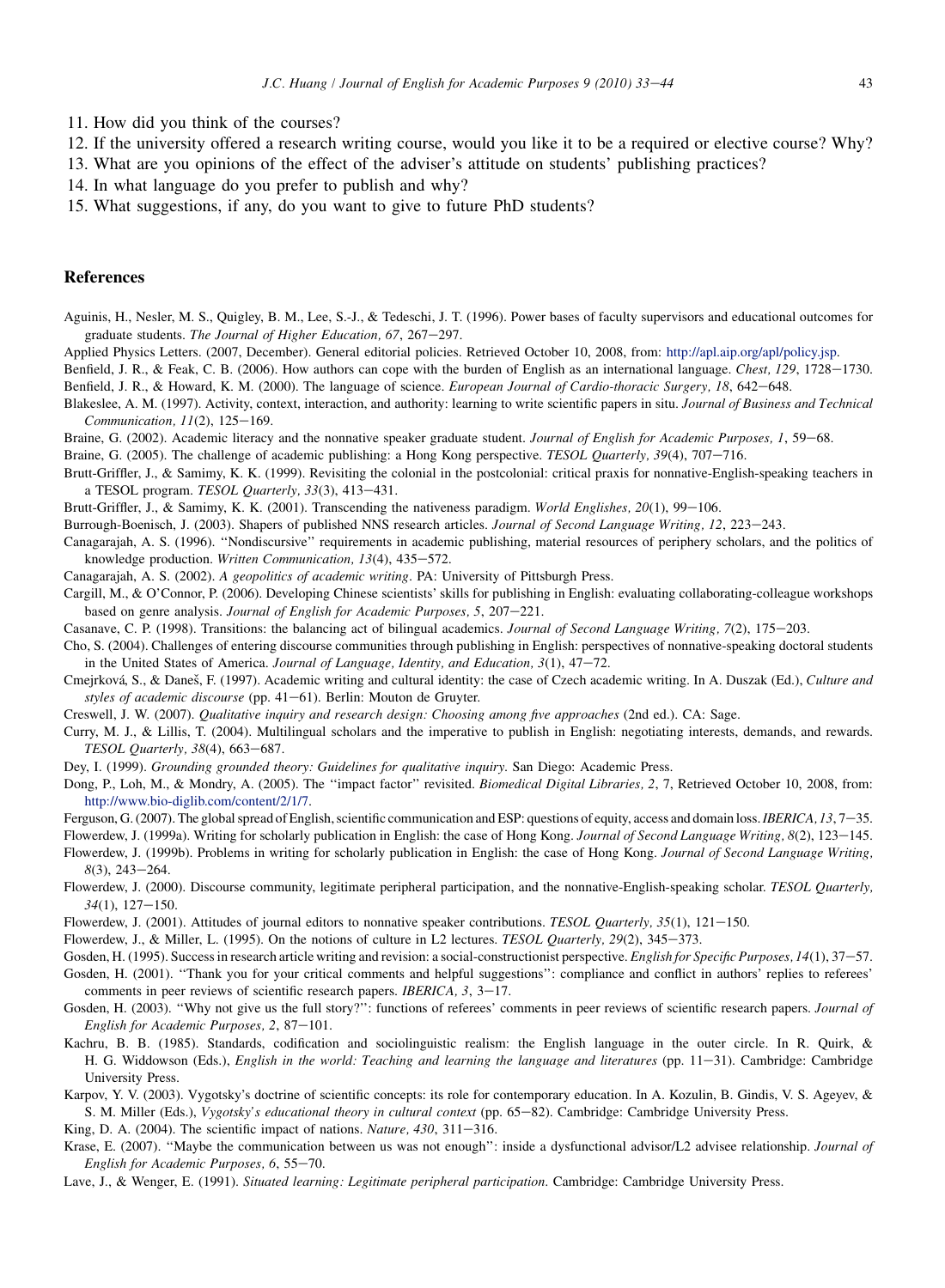11. How did you think of the courses?
12. If the university offered a research writing course, would you like it to be a required or elective course? Why?
13. What are you opinions of the effect of the adviser's attitude on students' publishing practices?
14. In what language do you prefer to publish and why?
15. What suggestions, if any, do you want to give to future PhD students?

## References

Aguinis, H., Nesler, M. S., Quigley, B. M., Lee, S.-J., & Tedeschi, J. T. (1996). Power bases of faculty supervisors and educational outcomes for graduate students. *The Journal of Higher Education, 67*, 267–297.

Applied Physics Letters. (2007, December). General editorial policies. Retrieved October 10, 2008, from: http://apl.aip.org/apl/policy.jsp.

Benfield, J. R., & Feak, C. B. (2006). How authors can cope with the burden of English as an international language. *Chest, 129*, 1728–1730.

Benfield, J. R., & Howard, K. M. (2000). The language of science. *European Journal of Cardio-thoracic Surgery, 18*, 642–648.

Blakeslee, A. M. (1997). Activity, context, interaction, and authority: learning to write scientific papers in situ. *Journal of Business and Technical Communication, 11*(2), 125–169.

Braine, G. (2002). Academic literacy and the nonnative speaker graduate student. *Journal of English for Academic Purposes, 1*, 59–68.

Braine, G. (2005). The challenge of academic publishing: a Hong Kong perspective. *TESOL Quarterly, 39*(4), 707–716.

Brutt-Griffler, J., & Samimy, K. K. (1999). Revisiting the colonial in the postcolonial: critical praxis for nonnative-English-speaking teachers in a TESOL program. *TESOL Quarterly, 33*(3), 413–431.

Brutt-Griffler, J., & Samimy, K. K. (2001). Transcending the nativeness paradigm. *World Englishes, 20*(1), 99–106.

Burrough-Boenisch, J. (2003). Shapers of published NNS research articles. *Journal of Second Language Writing, 12*, 223–243.

Canagarajah, A. S. (1996). ''Nondiscursive'' requirements in academic publishing, material resources of periphery scholars, and the politics of knowledge production. *Written Communication, 13*(4), 435–572.

Canagarajah, A. S. (2002). *A geopolitics of academic writing*. PA: University of Pittsburgh Press.

Cargill, M., & O'Connor, P. (2006). Developing Chinese scientists' skills for publishing in English: evaluating collaborating-colleague workshops based on genre analysis. *Journal of English for Academic Purposes, 5*, 207–221.

Casanave, C. P. (1998). Transitions: the balancing act of bilingual academics. *Journal of Second Language Writing, 7*(2), 175–203.

Cho, S. (2004). Challenges of entering discourse communities through publishing in English: perspectives of nonnative-speaking doctoral students in the United States of America. *Journal of Language, Identity, and Education, 3*(1), 47–72.

Cmejrková, S., & Daneš, F. (1997). Academic writing and cultural identity: the case of Czech academic writing. In A. Duszak (Ed.), *Culture and styles of academic discourse* (pp. 41–61). Berlin: Mouton de Gruyter.

Creswell, J. W. (2007). *Qualitative inquiry and research design: Choosing among five approaches* (2nd ed.). CA: Sage.

Curry, M. J., & Lillis, T. (2004). Multilingual scholars and the imperative to publish in English: negotiating interests, demands, and rewards. *TESOL Quarterly, 38*(4), 663–687.

Dey, I. (1999). *Grounding grounded theory: Guidelines for qualitative inquiry*. San Diego: Academic Press.

Dong, P., Loh, M., & Mondry, A. (2005). The ''impact factor'' revisited. *Biomedical Digital Libraries, 2*, 7, Retrieved October 10, 2008, from: http://www.bio-diglib.com/content/2/1/7.

Ferguson, G. (2007). The global spread of English, scientific communication and ESP: questions of equity, access and domain loss. *IBERICA, 13*, 7–35.

Flowerdew, J. (1999a). Writing for scholarly publication in English: the case of Hong Kong. *Journal of Second Language Writing, 8*(2), 123–145.

Flowerdew, J. (1999b). Problems in writing for scholarly publication in English: the case of Hong Kong. *Journal of Second Language Writing, 8*(3), 243–264.

Flowerdew, J. (2000). Discourse community, legitimate peripheral participation, and the nonnative-English-speaking scholar. *TESOL Quarterly, 34*(1), 127–150.

Flowerdew, J. (2001). Attitudes of journal editors to nonnative speaker contributions. *TESOL Quarterly, 35*(1), 121–150.

Flowerdew, J., & Miller, L. (1995). On the notions of culture in L2 lectures. *TESOL Quarterly, 29*(2), 345–373.

Gosden, H. (1995). Success in research article writing and revision: a social-constructionist perspective. *English for Specific Purposes, 14*(1), 37–57.

Gosden, H. (2001). ''Thank you for your critical comments and helpful suggestions'': compliance and conflict in authors' replies to referees' comments in peer reviews of scientific research papers. *IBERICA, 3*, 3–17.

Gosden, H. (2003). ''Why not give us the full story?'': functions of referees' comments in peer reviews of scientific research papers. *Journal of English for Academic Purposes, 2*, 87–101.

Kachru, B. B. (1985). Standards, codification and sociolinguistic realism: the English language in the outer circle. In R. Quirk, & H. G. Widdowson (Eds.), *English in the world: Teaching and learning the language and literatures* (pp. 11–31). Cambridge: Cambridge University Press.

Karpov, Y. V. (2003). Vygotsky's doctrine of scientific concepts: its role for contemporary education. In A. Kozulin, B. Gindis, V. S. Ageyev, & S. M. Miller (Eds.), *Vygotsky's educational theory in cultural context* (pp. 65–82). Cambridge: Cambridge University Press.

King, D. A. (2004). The scientific impact of nations. *Nature, 430*, 311–316.

Krase, E. (2007). ''Maybe the communication between us was not enough'': inside a dysfunctional advisor/L2 advisee relationship. *Journal of English for Academic Purposes, 6*, 55–70.

Lave, J., & Wenger, E. (1991). *Situated learning: Legitimate peripheral participation*. Cambridge: Cambridge University Press.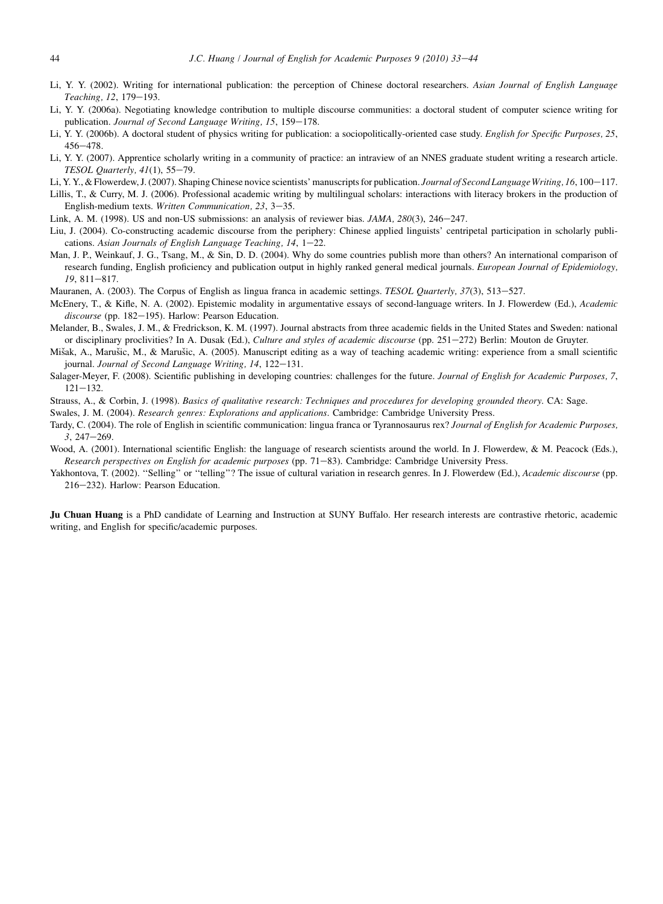Li, Y. Y. (2002). Writing for international publication: the perception of Chinese doctoral researchers. *Asian Journal of English Language Teaching, 12*, 179–193.

Li, Y. Y. (2006a). Negotiating knowledge contribution to multiple discourse communities: a doctoral student of computer science writing for publication. *Journal of Second Language Writing, 15*, 159–178.

Li, Y. Y. (2006b). A doctoral student of physics writing for publication: a sociopolitically-oriented case study. *English for Specific Purposes, 25*, 456–478.

Li, Y. Y. (2007). Apprentice scholarly writing in a community of practice: an intraview of an NNES graduate student writing a research article. *TESOL Quarterly, 41*(1), 55–79.

Li, Y. Y., & Flowerdew, J. (2007). Shaping Chinese novice scientists' manuscripts for publication. *Journal of Second Language Writing, 16*, 100–117.

Lillis, T., & Curry, M. J. (2006). Professional academic writing by multilingual scholars: interactions with literacy brokers in the production of English-medium texts. *Written Communication, 23*, 3–35.

Link, A. M. (1998). US and non-US submissions: an analysis of reviewer bias. *JAMA, 280*(3), 246–247.

Liu, J. (2004). Co-constructing academic discourse from the periphery: Chinese applied linguists' centripetal participation in scholarly publications. *Asian Journals of English Language Teaching, 14*, 1–22.

Man, J. P., Weinkauf, J. G., Tsang, M., & Sin, D. D. (2004). Why do some countries publish more than others? An international comparison of research funding, English proficiency and publication output in highly ranked general medical journals. *European Journal of Epidemiology, 19*, 811–817.

Mauranen, A. (2003). The Corpus of English as lingua franca in academic settings. *TESOL Quarterly, 37*(3), 513–527.

McEnery, T., & Kifle, N. A. (2002). Epistemic modality in argumentative essays of second-language writers. In J. Flowerdew (Ed.), *Academic discourse* (pp. 182–195). Harlow: Pearson Education.

Melander, B., Swales, J. M., & Fredrickson, K. M. (1997). Journal abstracts from three academic fields in the United States and Sweden: national or disciplinary proclivities? In A. Dusak (Ed.), *Culture and styles of academic discourse* (pp. 251–272) Berlin: Mouton de Gruyter.

Mišak, A., Marušic, M., & Marušic, A. (2005). Manuscript editing as a way of teaching academic writing: experience from a small scientific journal. *Journal of Second Language Writing, 14*, 122–131.

Salager-Meyer, F. (2008). Scientific publishing in developing countries: challenges for the future. *Journal of English for Academic Purposes, 7*, 121–132.

Strauss, A., & Corbin, J. (1998). *Basics of qualitative research: Techniques and procedures for developing grounded theory*. CA: Sage.

Swales, J. M. (2004). *Research genres: Explorations and applications*. Cambridge: Cambridge University Press.

Tardy, C. (2004). The role of English in scientific communication: lingua franca or Tyrannosaurus rex? *Journal of English for Academic Purposes, 3*, 247–269.

Wood, A. (2001). International scientific English: the language of research scientists around the world. In J. Flowerdew, & M. Peacock (Eds.), *Research perspectives on English for academic purposes* (pp. 71–83). Cambridge: Cambridge University Press.

Yakhontova, T. (2002). "Selling" or "telling"? The issue of cultural variation in research genres. In J. Flowerdew (Ed.), *Academic discourse* (pp. 216–232). Harlow: Pearson Education.

**Ju Chuan Huang** is a PhD candidate of Learning and Instruction at SUNY Buffalo. Her research interests are contrastive rhetoric, academic writing, and English for specific/academic purposes.